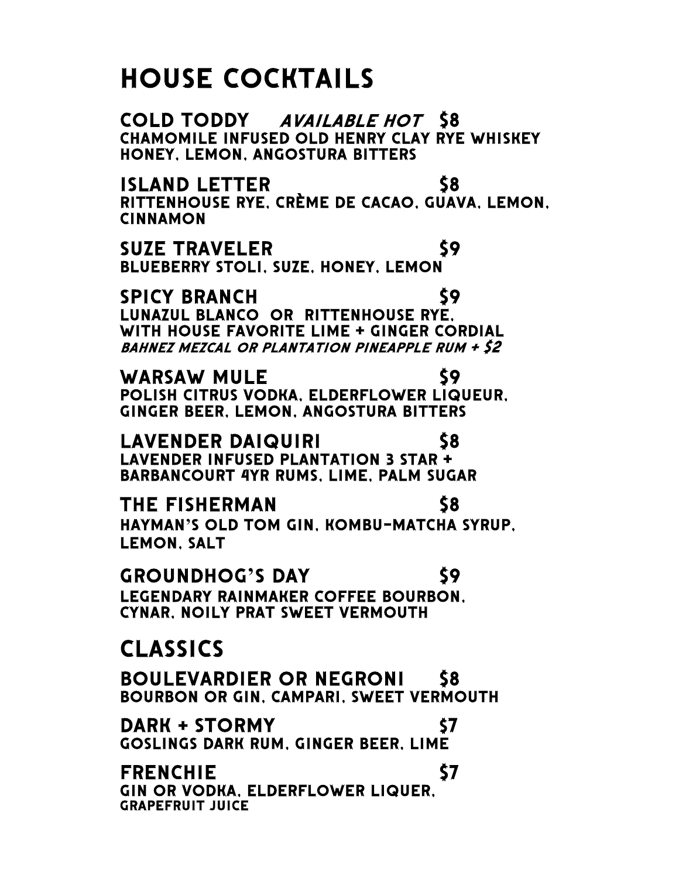# HOUSE COCKTAILS

**COLD TODDY** *AVAILABLE HOT* **$8**
CHAMOMILE INFUSED OLD HENRY CLAY RYE WHISKEY
HONEY, LEMON, ANGOSTURA BITTERS

**ISLAND LETTER** **$8**
RITTENHOUSE RYE, CRÈME DE CACAO, GUAVA, LEMON, CINNAMON

**SUZE TRAVELER** **$9**
BLUEBERRY STOLI, SUZE, HONEY, LEMON

**SPICY BRANCH** **$9**
LUNAZUL BLANCO OR RITTENHOUSE RYE,
WITH HOUSE FAVORITE LIME + GINGER CORDIAL
*BAHNEZ MEZCAL OR PLANTATION PINEAPPLE RUM + $2*

**WARSAW MULE** **$9**
POLISH CITRUS VODKA, ELDERFLOWER LIQUEUR,
GINGER BEER, LEMON, ANGOSTURA BITTERS

**LAVENDER DAIQUIRI** **$8**
LAVENDER INFUSED PLANTATION 3 STAR +
BARBANCOURT 4YR RUMS, LIME, PALM SUGAR

**THE FISHERMAN** **$8**
HAYMAN'S OLD TOM GIN, KOMBU-MATCHA SYRUP,
LEMON, SALT

**GROUNDHOG'S DAY** **$9**
LEGENDARY RAINMAKER COFFEE BOURBON,
CYNAR, NOILY PRAT SWEET VERMOUTH

# CLASSICS

**BOULEVARDIER OR NEGRONI** **$8**
BOURBON OR GIN, CAMPARI, SWEET VERMOUTH

**DARK + STORMY** **$7**
GOSLINGS DARK RUM, GINGER BEER, LIME

**FRENCHIE** **$7**
GIN OR VODKA, ELDERFLOWER LIQUER,
GRAPEFRUIT JUICE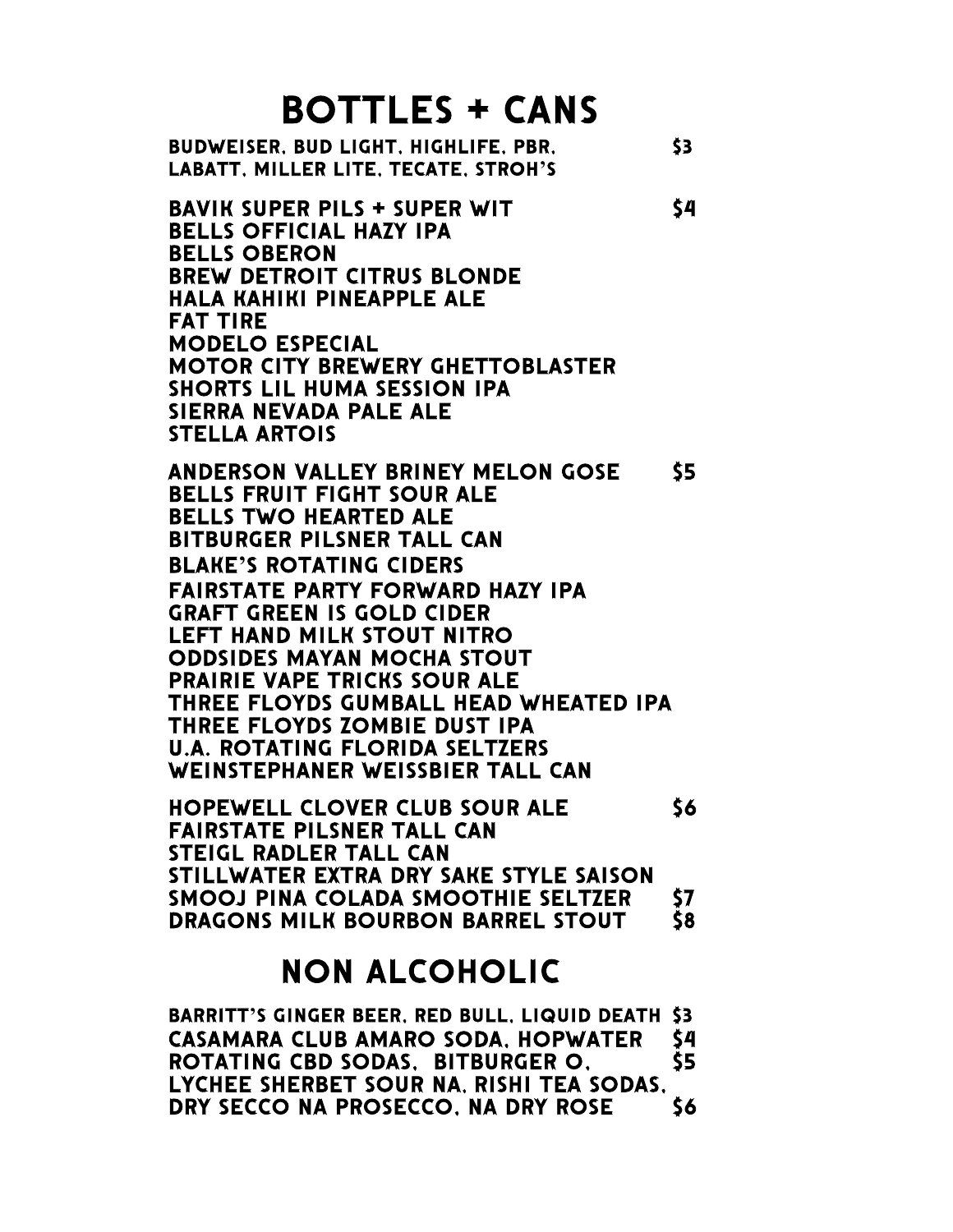# BOTTLES + CANS

BUDWEISER, BUD LIGHT, HIGHLIFE, PBR, LABATT, MILLER LITE, TECATE, STROH'S — $3

BAVIK SUPER PILS + SUPER WIT — $4
BELLS OFFICIAL HAZY IPA
BELLS OBERON
BREW DETROIT CITRUS BLONDE
HALA KAHIKI PINEAPPLE ALE
FAT TIRE
MODELO ESPECIAL
MOTOR CITY BREWERY GHETTOBLASTER
SHORTS LIL HUMA SESSION IPA
SIERRA NEVADA PALE ALE
STELLA ARTOIS

ANDERSON VALLEY BRINEY MELON GOSE — $5
BELLS FRUIT FIGHT SOUR ALE
BELLS TWO HEARTED ALE
BITBURGER PILSNER TALL CAN
BLAKE'S ROTATING CIDERS
FAIRSTATE PARTY FORWARD HAZY IPA
GRAFT GREEN IS GOLD CIDER
LEFT HAND MILK STOUT NITRO
ODDSIDES MAYAN MOCHA STOUT
PRAIRIE VAPE TRICKS SOUR ALE
THREE FLOYDS GUMBALL HEAD WHEATED IPA
THREE FLOYDS ZOMBIE DUST IPA
U.A. ROTATING FLORIDA SELTZERS
WEINSTEPHANER WEISSBIER TALL CAN

HOPEWELL CLOVER CLUB SOUR ALE — $6
FAIRSTATE PILSNER TALL CAN
STEIGL RADLER TALL CAN
STILLWATER EXTRA DRY SAKE STYLE SAISON
SMOOJ PINA COLADA SMOOTHIE SELTZER — $7
DRAGONS MILK BOURBON BARREL STOUT — $8

# NON ALCOHOLIC

BARRITT'S GINGER BEER, RED BULL, LIQUID DEATH — $3
CASAMARA CLUB AMARO SODA, HOPWATER — $4
ROTATING CBD SODAS, BITBURGER O, — $5
LYCHEE SHERBET SOUR NA, RISHI TEA SODAS,
DRY SECCO NA PROSECCO, NA DRY ROSE — $6